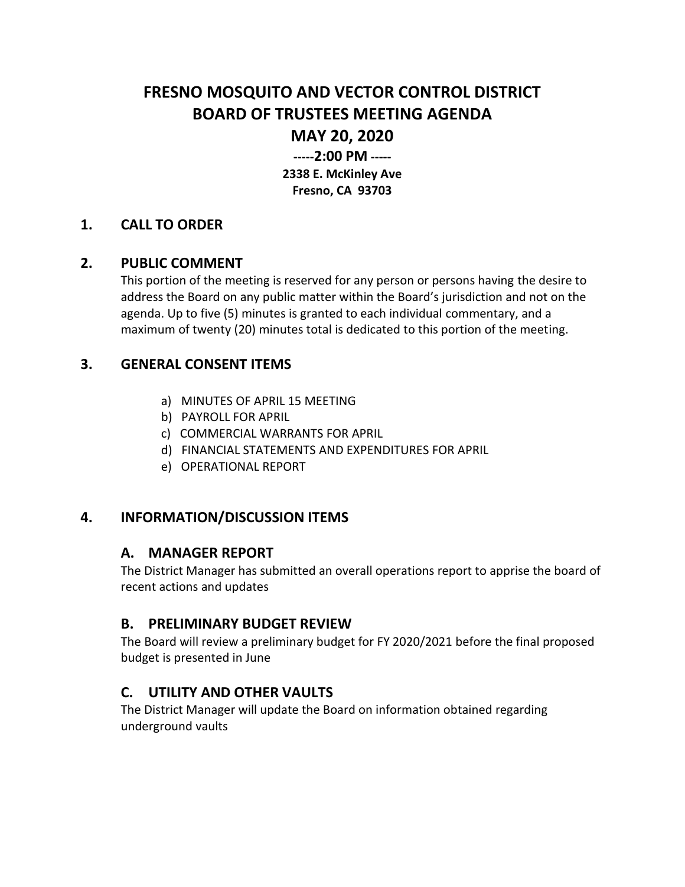# FRESNO MOSQUITO AND VECTOR CONTROL DISTRICT
# BOARD OF TRUSTEES MEETING AGENDA
# MAY 20, 2020

**-----2:00 PM -----**

**2338 E. McKinley Ave**
**Fresno, CA 93703**

## 1. CALL TO ORDER

## 2. PUBLIC COMMENT

This portion of the meeting is reserved for any person or persons having the desire to address the Board on any public matter within the Board's jurisdiction and not on the agenda. Up to five (5) minutes is granted to each individual commentary, and a maximum of twenty (20) minutes total is dedicated to this portion of the meeting.

## 3. GENERAL CONSENT ITEMS

a) MINUTES OF APRIL 15 MEETING
b) PAYROLL FOR APRIL
c) COMMERCIAL WARRANTS FOR APRIL
d) FINANCIAL STATEMENTS AND EXPENDITURES FOR APRIL
e) OPERATIONAL REPORT

## 4. INFORMATION/DISCUSSION ITEMS

### A. MANAGER REPORT

The District Manager has submitted an overall operations report to apprise the board of recent actions and updates

### B. PRELIMINARY BUDGET REVIEW

The Board will review a preliminary budget for FY 2020/2021 before the final proposed budget is presented in June

### C. UTILITY AND OTHER VAULTS

The District Manager will update the Board on information obtained regarding underground vaults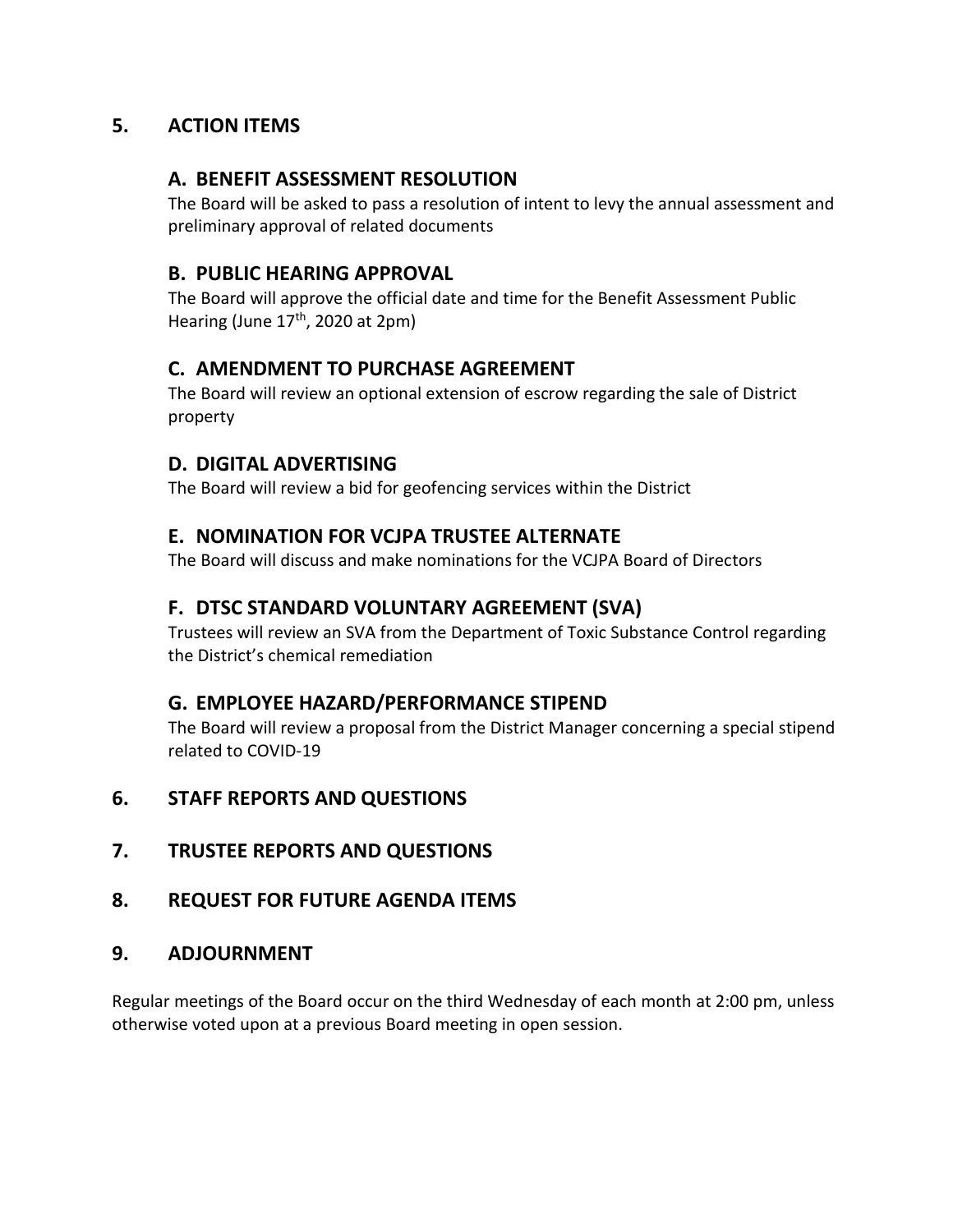## 5. ACTION ITEMS

### A. BENEFIT ASSESSMENT RESOLUTION

The Board will be asked to pass a resolution of intent to levy the annual assessment and preliminary approval of related documents

### B. PUBLIC HEARING APPROVAL

The Board will approve the official date and time for the Benefit Assessment Public Hearing (June 17th, 2020 at 2pm)

### C. AMENDMENT TO PURCHASE AGREEMENT

The Board will review an optional extension of escrow regarding the sale of District property

### D. DIGITAL ADVERTISING

The Board will review a bid for geofencing services within the District

### E. NOMINATION FOR VCJPA TRUSTEE ALTERNATE

The Board will discuss and make nominations for the VCJPA Board of Directors

### F. DTSC STANDARD VOLUNTARY AGREEMENT (SVA)

Trustees will review an SVA from the Department of Toxic Substance Control regarding the District's chemical remediation

### G. EMPLOYEE HAZARD/PERFORMANCE STIPEND

The Board will review a proposal from the District Manager concerning a special stipend related to COVID-19

## 6. STAFF REPORTS AND QUESTIONS

## 7. TRUSTEE REPORTS AND QUESTIONS

## 8. REQUEST FOR FUTURE AGENDA ITEMS

## 9. ADJOURNMENT

Regular meetings of the Board occur on the third Wednesday of each month at 2:00 pm, unless otherwise voted upon at a previous Board meeting in open session.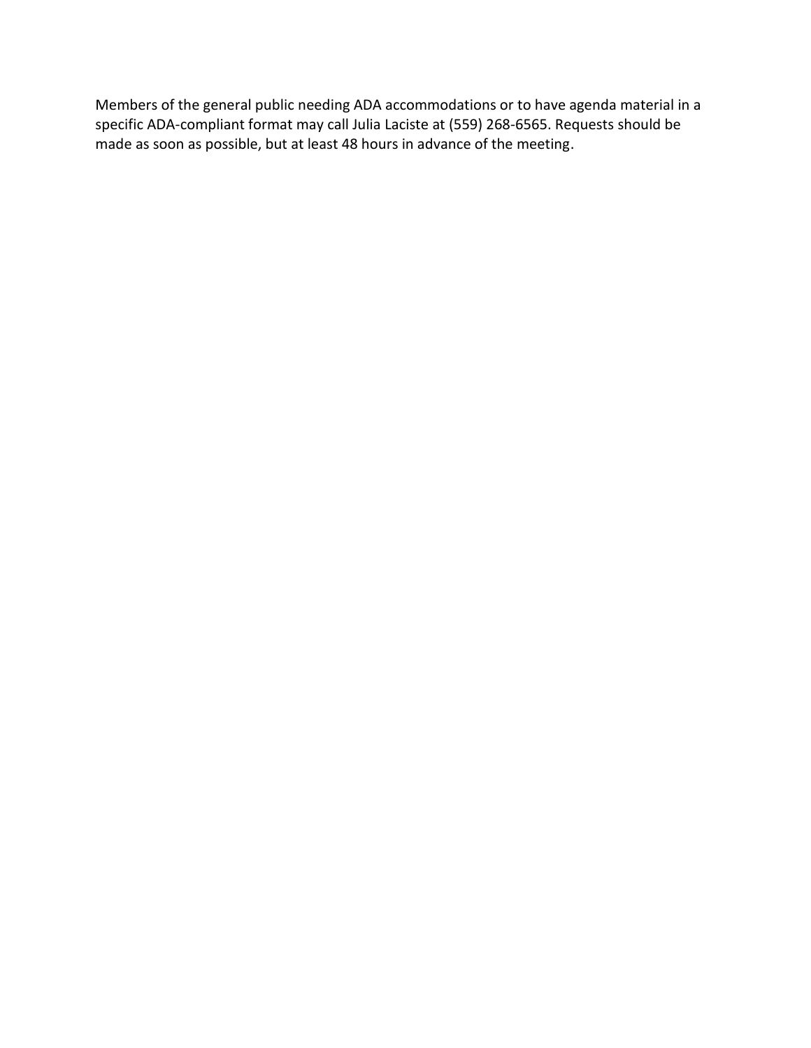Members of the general public needing ADA accommodations or to have agenda material in a specific ADA-compliant format may call Julia Laciste at (559) 268-6565. Requests should be made as soon as possible, but at least 48 hours in advance of the meeting.